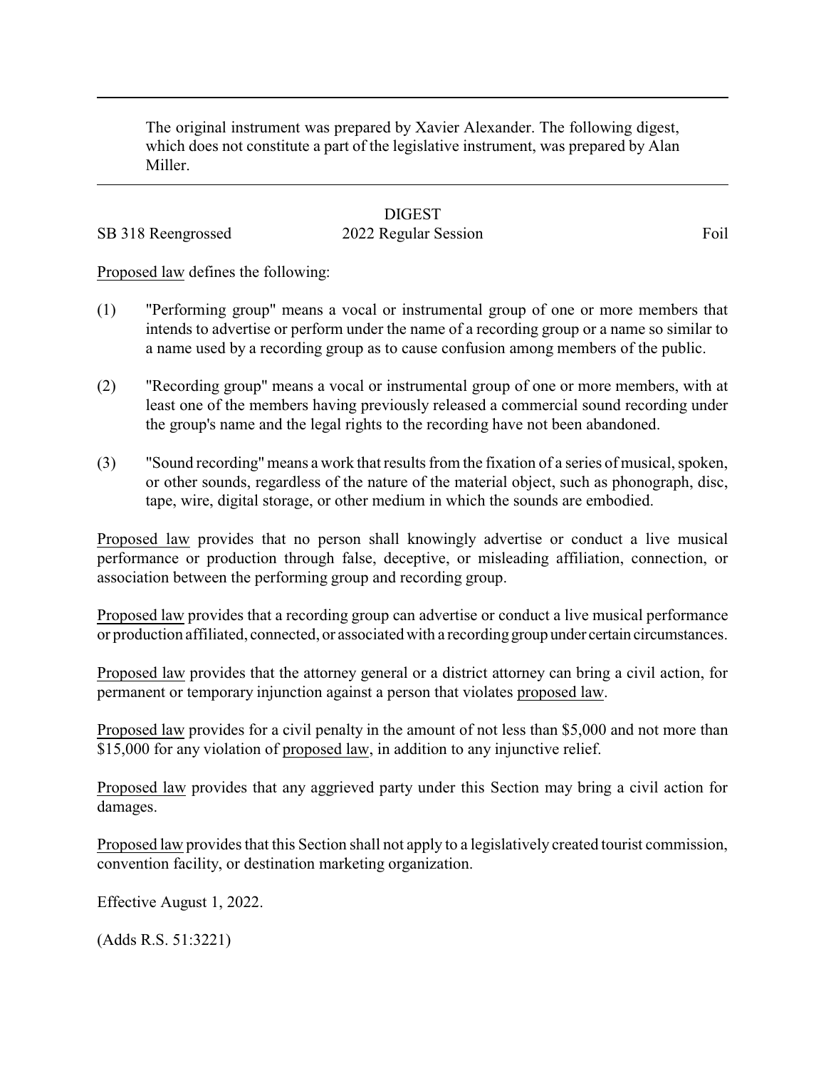The original instrument was prepared by Xavier Alexander. The following digest, which does not constitute a part of the legislative instrument, was prepared by Alan Miller.

## DIGEST

SB 318 Reengrossed — 2022 Regular Session — Foil

Proposed law defines the following:

(1) "Performing group" means a vocal or instrumental group of one or more members that intends to advertise or perform under the name of a recording group or a name so similar to a name used by a recording group as to cause confusion among members of the public.

(2) "Recording group" means a vocal or instrumental group of one or more members, with at least one of the members having previously released a commercial sound recording under the group's name and the legal rights to the recording have not been abandoned.

(3) "Sound recording" means a work that results from the fixation of a series of musical, spoken, or other sounds, regardless of the nature of the material object, such as phonograph, disc, tape, wire, digital storage, or other medium in which the sounds are embodied.

Proposed law provides that no person shall knowingly advertise or conduct a live musical performance or production through false, deceptive, or misleading affiliation, connection, or association between the performing group and recording group.

Proposed law provides that a recording group can advertise or conduct a live musical performance or production affiliated, connected, or associated with a recording group under certain circumstances.

Proposed law provides that the attorney general or a district attorney can bring a civil action, for permanent or temporary injunction against a person that violates proposed law.

Proposed law provides for a civil penalty in the amount of not less than $5,000 and not more than $15,000 for any violation of proposed law, in addition to any injunctive relief.

Proposed law provides that any aggrieved party under this Section may bring a civil action for damages.

Proposed law provides that this Section shall not apply to a legislatively created tourist commission, convention facility, or destination marketing organization.

Effective August 1, 2022.

(Adds R.S. 51:3221)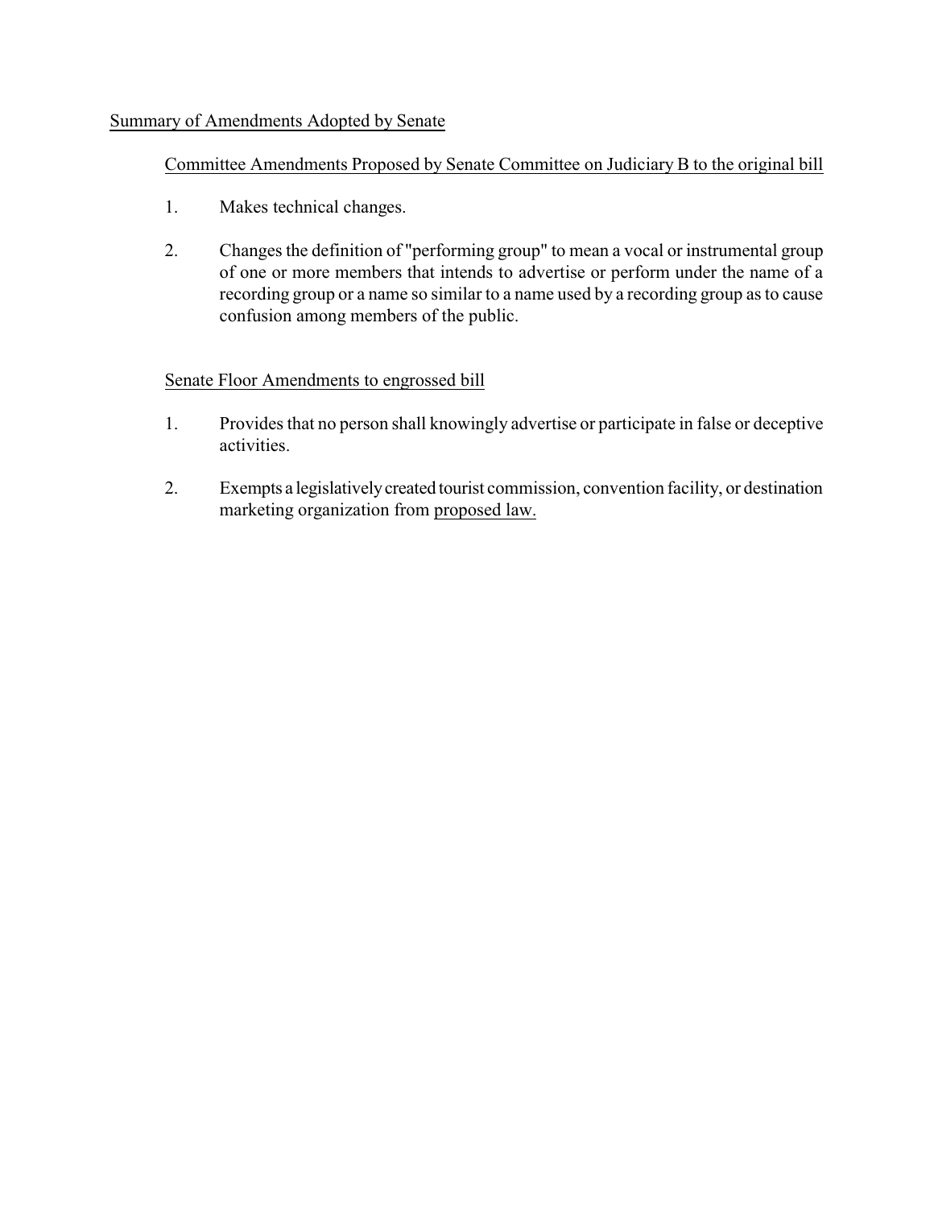Summary of Amendments Adopted by Senate

Committee Amendments Proposed by Senate Committee on Judiciary B to the original bill

1. Makes technical changes.

2. Changes the definition of "performing group" to mean a vocal or instrumental group of one or more members that intends to advertise or perform under the name of a recording group or a name so similar to a name used by a recording group as to cause confusion among members of the public.

Senate Floor Amendments to engrossed bill

1. Provides that no person shall knowingly advertise or participate in false or deceptive activities.

2. Exempts a legislatively created tourist commission, convention facility, or destination marketing organization from proposed law.